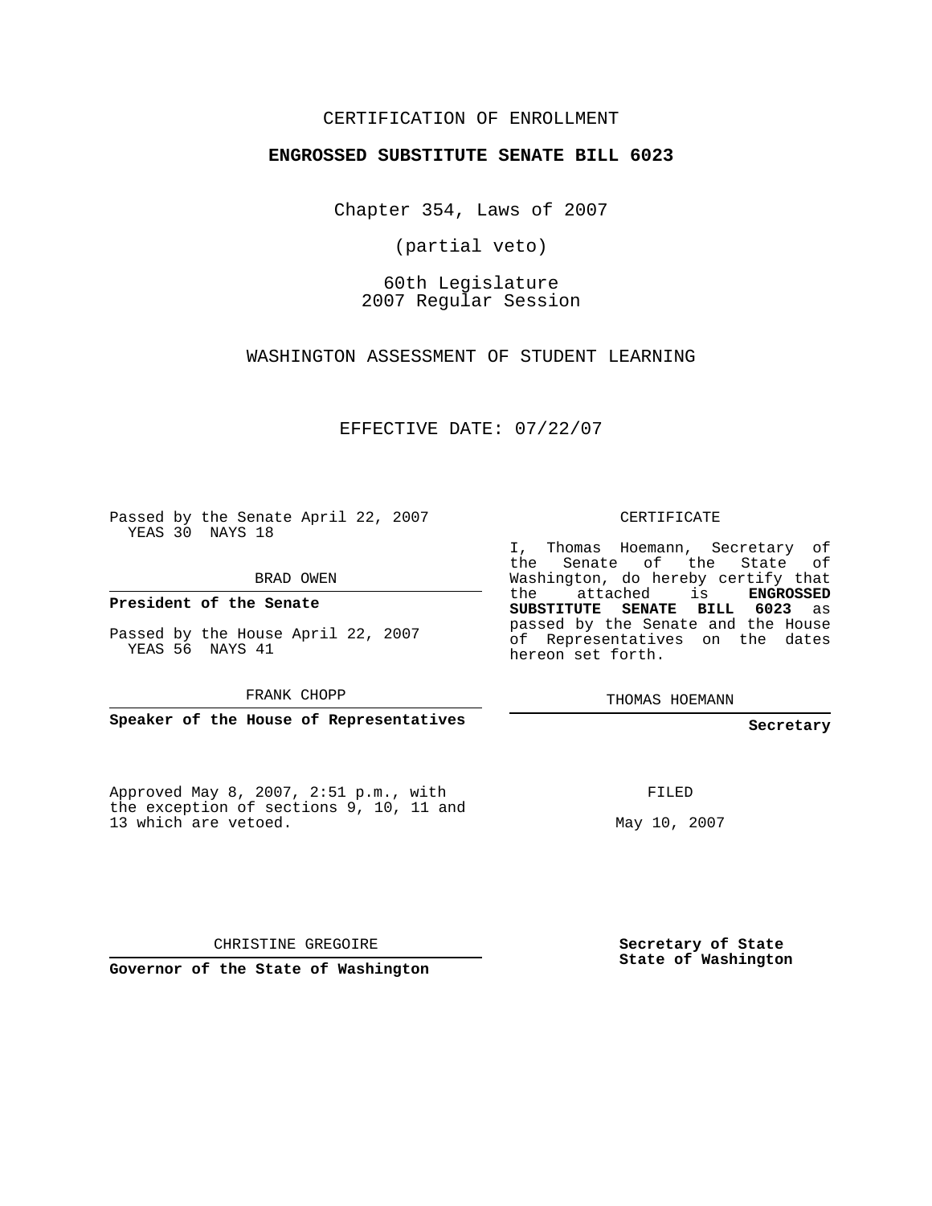CERTIFICATION OF ENROLLMENT

**ENGROSSED SUBSTITUTE SENATE BILL 6023**

Chapter 354, Laws of 2007

(partial veto)

60th Legislature
2007 Regular Session

WASHINGTON ASSESSMENT OF STUDENT LEARNING

EFFECTIVE DATE: 07/22/07

Passed by the Senate April 22, 2007
YEAS 30 NAYS 18

BRAD OWEN

**President of the Senate**

Passed by the House April 22, 2007
YEAS 56 NAYS 41

FRANK CHOPP

**Speaker of the House of Representatives**

CERTIFICATE

I, Thomas Hoemann, Secretary of the Senate of the State of Washington, do hereby certify that the attached is **ENGROSSED SUBSTITUTE SENATE BILL 6023** as passed by the Senate and the House of Representatives on the dates hereon set forth.

THOMAS HOEMANN

**Secretary**

Approved May 8, 2007, 2:51 p.m., with the exception of sections 9, 10, 11 and 13 which are vetoed.

CHRISTINE GREGOIRE

**Governor of the State of Washington**

FILED

May 10, 2007

**Secretary of State**
**State of Washington**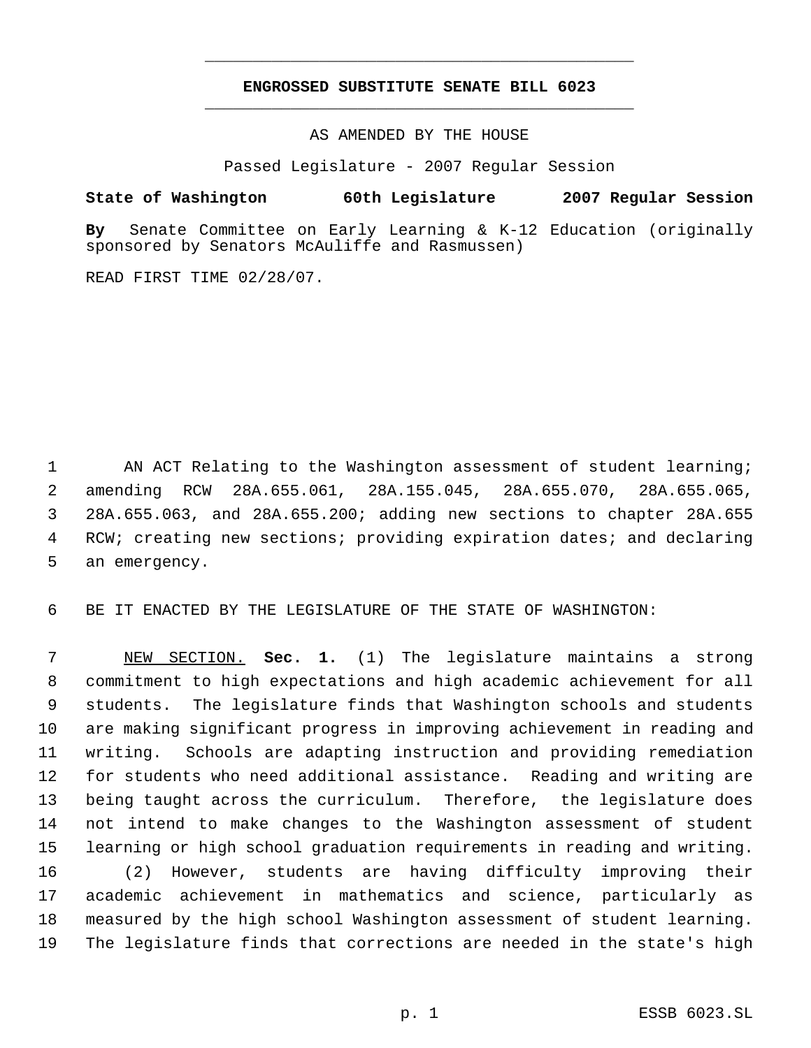# ENGROSSED SUBSTITUTE SENATE BILL 6023

AS AMENDED BY THE HOUSE

Passed Legislature - 2007 Regular Session

**State of Washington 60th Legislature 2007 Regular Session**

**By** Senate Committee on Early Learning & K-12 Education (originally sponsored by Senators McAuliffe and Rasmussen)

READ FIRST TIME 02/28/07.

AN ACT Relating to the Washington assessment of student learning; amending RCW 28A.655.061, 28A.155.045, 28A.655.070, 28A.655.065, 28A.655.063, and 28A.655.200; adding new sections to chapter 28A.655 RCW; creating new sections; providing expiration dates; and declaring an emergency.

BE IT ENACTED BY THE LEGISLATURE OF THE STATE OF WASHINGTON:

NEW SECTION. **Sec. 1.** (1) The legislature maintains a strong commitment to high expectations and high academic achievement for all students. The legislature finds that Washington schools and students are making significant progress in improving achievement in reading and writing. Schools are adapting instruction and providing remediation for students who need additional assistance. Reading and writing are being taught across the curriculum. Therefore, the legislature does not intend to make changes to the Washington assessment of student learning or high school graduation requirements in reading and writing.

(2) However, students are having difficulty improving their academic achievement in mathematics and science, particularly as measured by the high school Washington assessment of student learning. The legislature finds that corrections are needed in the state's high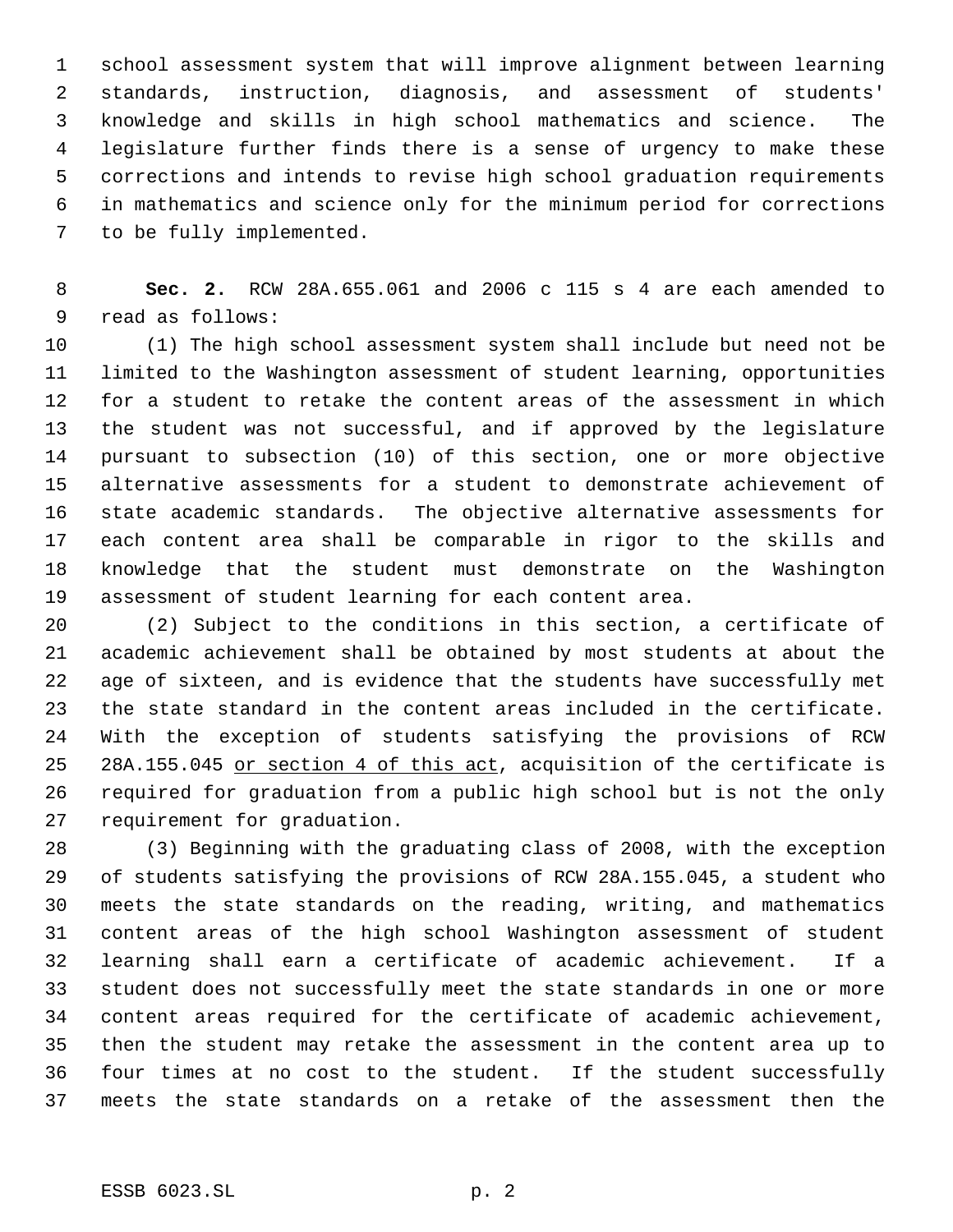school assessment system that will improve alignment between learning standards, instruction, diagnosis, and assessment of students' knowledge and skills in high school mathematics and science. The legislature further finds there is a sense of urgency to make these corrections and intends to revise high school graduation requirements in mathematics and science only for the minimum period for corrections to be fully implemented.

**Sec. 2.** RCW 28A.655.061 and 2006 c 115 s 4 are each amended to read as follows:

(1) The high school assessment system shall include but need not be limited to the Washington assessment of student learning, opportunities for a student to retake the content areas of the assessment in which the student was not successful, and if approved by the legislature pursuant to subsection (10) of this section, one or more objective alternative assessments for a student to demonstrate achievement of state academic standards. The objective alternative assessments for each content area shall be comparable in rigor to the skills and knowledge that the student must demonstrate on the Washington assessment of student learning for each content area.

(2) Subject to the conditions in this section, a certificate of academic achievement shall be obtained by most students at about the age of sixteen, and is evidence that the students have successfully met the state standard in the content areas included in the certificate. With the exception of students satisfying the provisions of RCW 28A.155.045 <u>or section 4 of this act</u>, acquisition of the certificate is required for graduation from a public high school but is not the only requirement for graduation.

(3) Beginning with the graduating class of 2008, with the exception of students satisfying the provisions of RCW 28A.155.045, a student who meets the state standards on the reading, writing, and mathematics content areas of the high school Washington assessment of student learning shall earn a certificate of academic achievement. If a student does not successfully meet the state standards in one or more content areas required for the certificate of academic achievement, then the student may retake the assessment in the content area up to four times at no cost to the student. If the student successfully meets the state standards on a retake of the assessment then the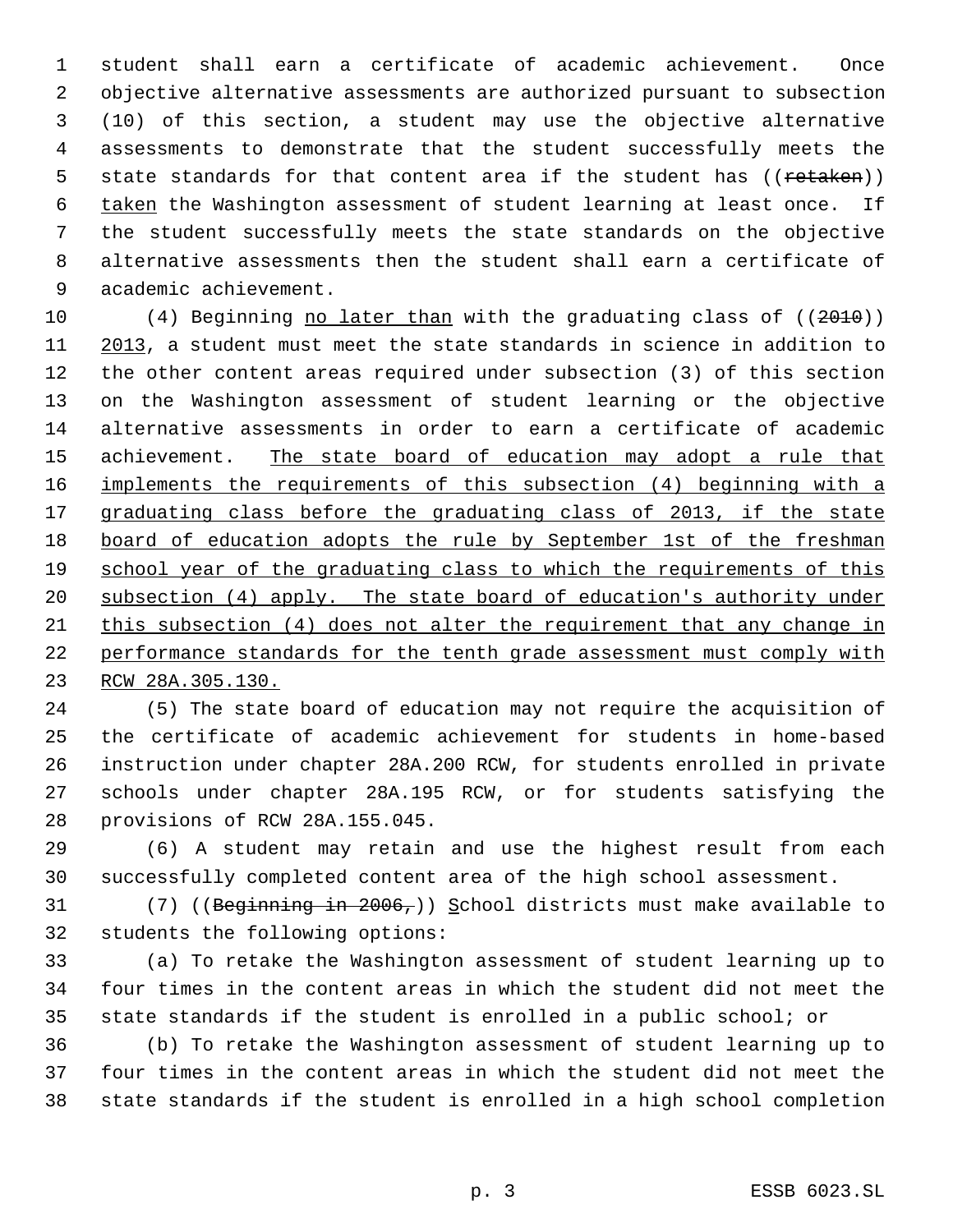student shall earn a certificate of academic achievement. Once objective alternative assessments are authorized pursuant to subsection (10) of this section, a student may use the objective alternative assessments to demonstrate that the student successfully meets the state standards for that content area if the student has ((~~retaken~~)) <u>taken</u> the Washington assessment of student learning at least once. If the student successfully meets the state standards on the objective alternative assessments then the student shall earn a certificate of academic achievement.

(4) Beginning <u>no later than</u> with the graduating class of ((~~2010~~)) <u>2013</u>, a student must meet the state standards in science in addition to the other content areas required under subsection (3) of this section on the Washington assessment of student learning or the objective alternative assessments in order to earn a certificate of academic achievement. <u>The state board of education may adopt a rule that implements the requirements of this subsection (4) beginning with a graduating class before the graduating class of 2013, if the state board of education adopts the rule by September 1st of the freshman school year of the graduating class to which the requirements of this subsection (4) apply. The state board of education's authority under this subsection (4) does not alter the requirement that any change in performance standards for the tenth grade assessment must comply with RCW 28A.305.130.</u>

(5) The state board of education may not require the acquisition of the certificate of academic achievement for students in home-based instruction under chapter 28A.200 RCW, for students enrolled in private schools under chapter 28A.195 RCW, or for students satisfying the provisions of RCW 28A.155.045.

(6) A student may retain and use the highest result from each successfully completed content area of the high school assessment.

(7) ((~~Beginning in 2006,~~)) <u>S</u>chool districts must make available to students the following options:

(a) To retake the Washington assessment of student learning up to four times in the content areas in which the student did not meet the state standards if the student is enrolled in a public school; or

(b) To retake the Washington assessment of student learning up to four times in the content areas in which the student did not meet the state standards if the student is enrolled in a high school completion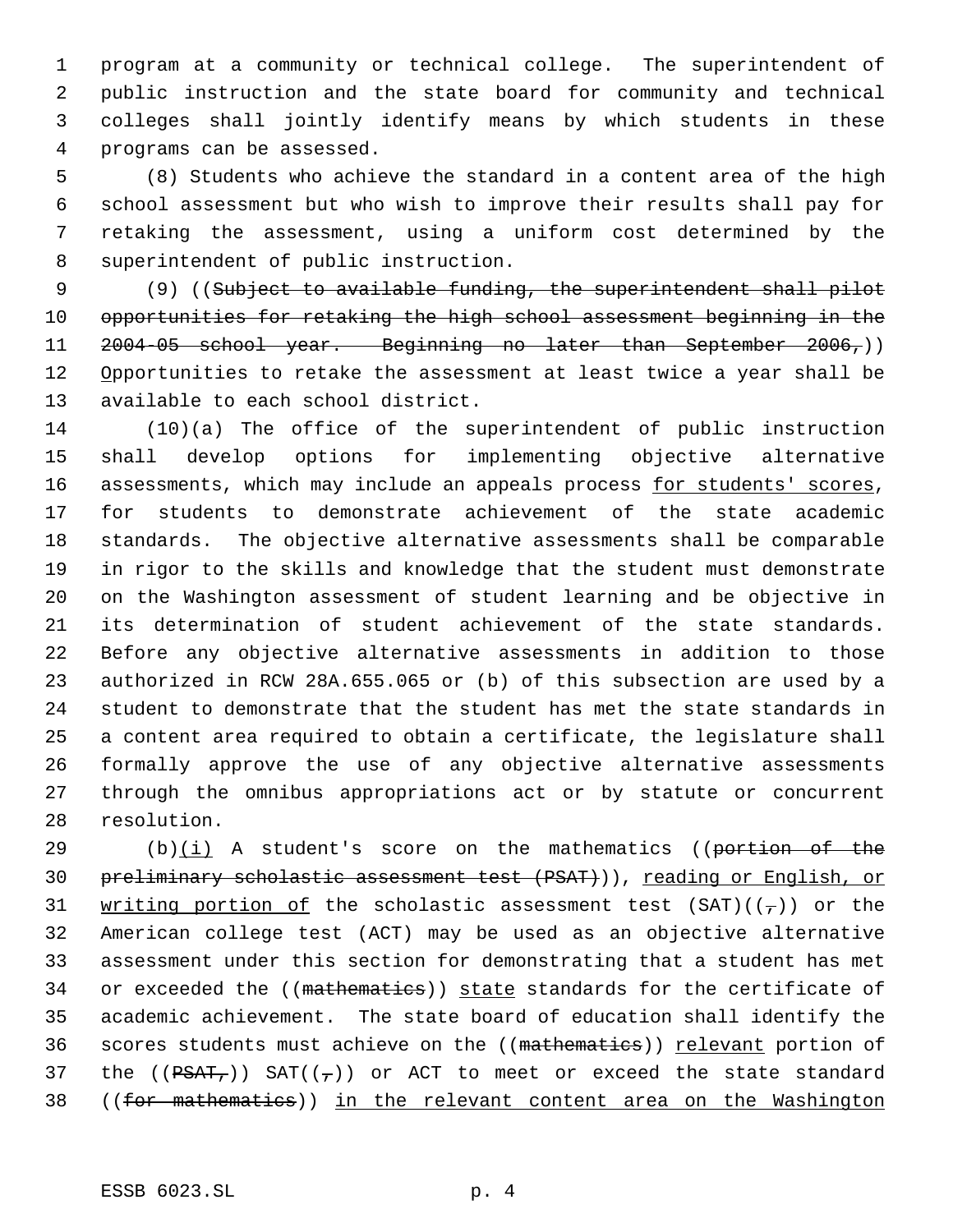program at a community or technical college. The superintendent of public instruction and the state board for community and technical colleges shall jointly identify means by which students in these programs can be assessed.

(8) Students who achieve the standard in a content area of the high school assessment but who wish to improve their results shall pay for retaking the assessment, using a uniform cost determined by the superintendent of public instruction.

(9) ((~~Subject to available funding, the superintendent shall pilot opportunities for retaking the high school assessment beginning in the 2004-05 school year. Beginning no later than September 2006,~~)) Opportunities to retake the assessment at least twice a year shall be available to each school district.

(10)(a) The office of the superintendent of public instruction shall develop options for implementing objective alternative assessments, which may include an appeals process for students' scores, for students to demonstrate achievement of the state academic standards. The objective alternative assessments shall be comparable in rigor to the skills and knowledge that the student must demonstrate on the Washington assessment of student learning and be objective in its determination of student achievement of the state standards. Before any objective alternative assessments in addition to those authorized in RCW 28A.655.065 or (b) of this subsection are used by a student to demonstrate that the student has met the state standards in a content area required to obtain a certificate, the legislature shall formally approve the use of any objective alternative assessments through the omnibus appropriations act or by statute or concurrent resolution.

(b)(i) A student's score on the mathematics ((~~portion of the preliminary scholastic assessment test (PSAT)~~)), reading or English, or writing portion of the scholastic assessment test (SAT)((~~,~~)) or the American college test (ACT) may be used as an objective alternative assessment under this section for demonstrating that a student has met or exceeded the ((~~mathematics~~)) state standards for the certificate of academic achievement. The state board of education shall identify the scores students must achieve on the ((~~mathematics~~)) relevant portion of the ((~~PSAT,~~)) SAT((~~,~~)) or ACT to meet or exceed the state standard ((~~for mathematics~~)) in the relevant content area on the Washington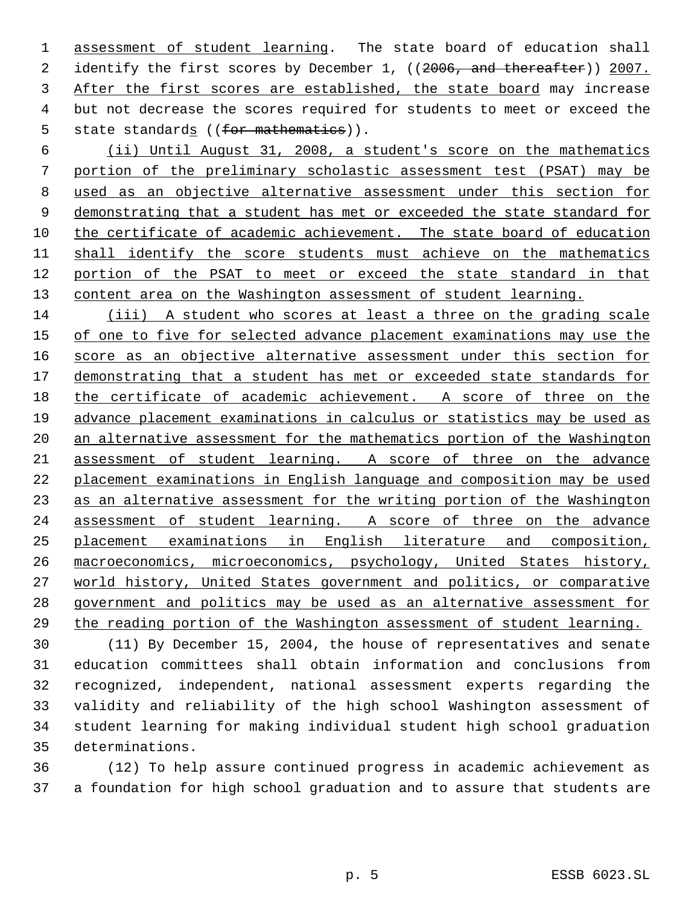assessment of student learning. The state board of education shall identify the first scores by December 1, ((~~2006, and thereafter~~)) 2007. After the first scores are established, the state board may increase but not decrease the scores required for students to meet or exceed the state standards ((~~for mathematics~~)).

(ii) Until August 31, 2008, a student's score on the mathematics portion of the preliminary scholastic assessment test (PSAT) may be used as an objective alternative assessment under this section for demonstrating that a student has met or exceeded the state standard for the certificate of academic achievement. The state board of education shall identify the score students must achieve on the mathematics portion of the PSAT to meet or exceed the state standard in that content area on the Washington assessment of student learning.

(iii) A student who scores at least a three on the grading scale of one to five for selected advance placement examinations may use the score as an objective alternative assessment under this section for demonstrating that a student has met or exceeded state standards for the certificate of academic achievement. A score of three on the advance placement examinations in calculus or statistics may be used as an alternative assessment for the mathematics portion of the Washington assessment of student learning. A score of three on the advance placement examinations in English language and composition may be used as an alternative assessment for the writing portion of the Washington assessment of student learning. A score of three on the advance placement examinations in English literature and composition, macroeconomics, microeconomics, psychology, United States history, world history, United States government and politics, or comparative government and politics may be used as an alternative assessment for the reading portion of the Washington assessment of student learning.

(11) By December 15, 2004, the house of representatives and senate education committees shall obtain information and conclusions from recognized, independent, national assessment experts regarding the validity and reliability of the high school Washington assessment of student learning for making individual student high school graduation determinations.

(12) To help assure continued progress in academic achievement as a foundation for high school graduation and to assure that students are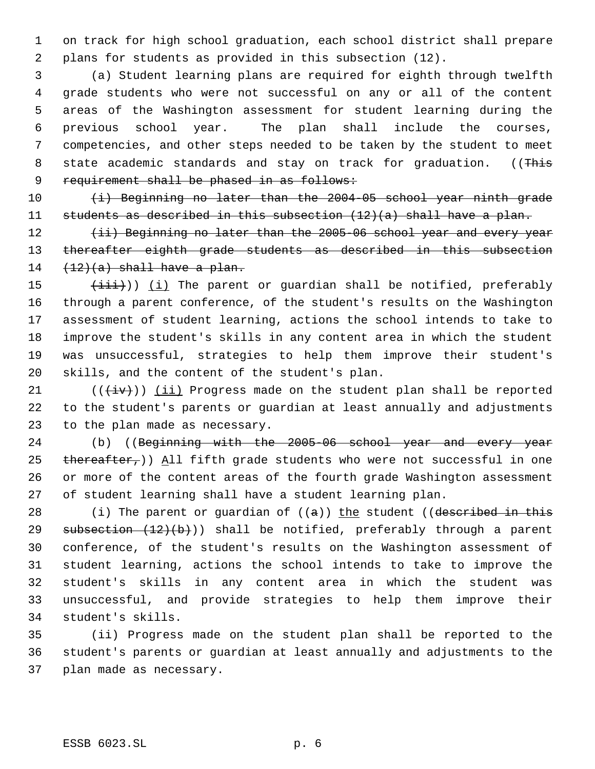on track for high school graduation, each school district shall prepare plans for students as provided in this subsection (12).

(a) Student learning plans are required for eighth through twelfth grade students who were not successful on any or all of the content areas of the Washington assessment for student learning during the previous school year. The plan shall include the courses, competencies, and other steps needed to be taken by the student to meet state academic standards and stay on track for graduation. ((~~This requirement shall be phased in as follows:~~

~~(i) Beginning no later than the 2004-05 school year ninth grade students as described in this subsection (12)(a) shall have a plan.~~

~~(ii) Beginning no later than the 2005-06 school year and every year thereafter eighth grade students as described in this subsection (12)(a) shall have a plan.~~

~~(iii)~~)) (i) The parent or guardian shall be notified, preferably through a parent conference, of the student's results on the Washington assessment of student learning, actions the school intends to take to improve the student's skills in any content area in which the student was unsuccessful, strategies to help them improve their student's skills, and the content of the student's plan.

((~~(iv)~~)) (ii) Progress made on the student plan shall be reported to the student's parents or guardian at least annually and adjustments to the plan made as necessary.

(b) ((~~Beginning with the 2005-06 school year and every year thereafter,~~)) All fifth grade students who were not successful in one or more of the content areas of the fourth grade Washington assessment of student learning shall have a student learning plan.

(i) The parent or guardian of ((~~a~~)) the student ((~~described in this subsection (12)(b)~~)) shall be notified, preferably through a parent conference, of the student's results on the Washington assessment of student learning, actions the school intends to take to improve the student's skills in any content area in which the student was unsuccessful, and provide strategies to help them improve their student's skills.

(ii) Progress made on the student plan shall be reported to the student's parents or guardian at least annually and adjustments to the plan made as necessary.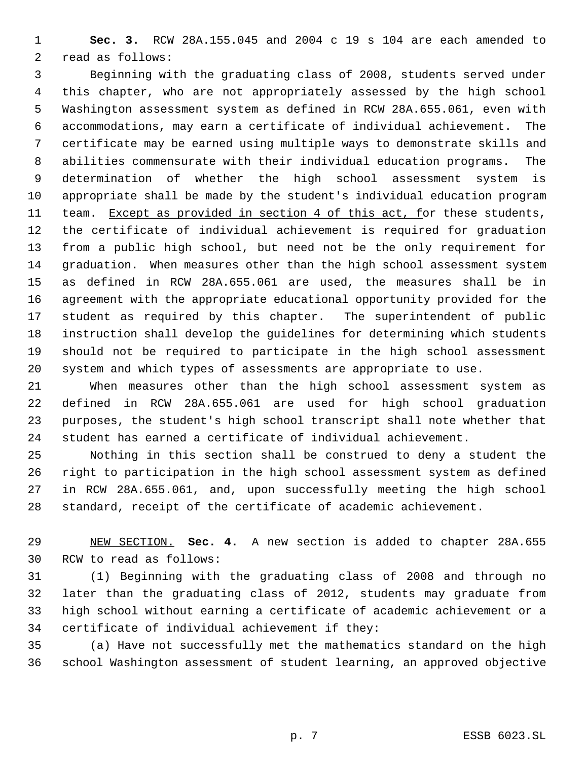**Sec. 3.** RCW 28A.155.045 and 2004 c 19 s 104 are each amended to read as follows:

Beginning with the graduating class of 2008, students served under this chapter, who are not appropriately assessed by the high school Washington assessment system as defined in RCW 28A.655.061, even with accommodations, may earn a certificate of individual achievement. The certificate may be earned using multiple ways to demonstrate skills and abilities commensurate with their individual education programs. The determination of whether the high school assessment system is appropriate shall be made by the student's individual education program team. Except as provided in section 4 of this act, for these students, the certificate of individual achievement is required for graduation from a public high school, but need not be the only requirement for graduation. When measures other than the high school assessment system as defined in RCW 28A.655.061 are used, the measures shall be in agreement with the appropriate educational opportunity provided for the student as required by this chapter. The superintendent of public instruction shall develop the guidelines for determining which students should not be required to participate in the high school assessment system and which types of assessments are appropriate to use.

When measures other than the high school assessment system as defined in RCW 28A.655.061 are used for high school graduation purposes, the student's high school transcript shall note whether that student has earned a certificate of individual achievement.

Nothing in this section shall be construed to deny a student the right to participation in the high school assessment system as defined in RCW 28A.655.061, and, upon successfully meeting the high school standard, receipt of the certificate of academic achievement.

NEW SECTION. **Sec. 4.** A new section is added to chapter 28A.655 RCW to read as follows:

(1) Beginning with the graduating class of 2008 and through no later than the graduating class of 2012, students may graduate from high school without earning a certificate of academic achievement or a certificate of individual achievement if they:

(a) Have not successfully met the mathematics standard on the high school Washington assessment of student learning, an approved objective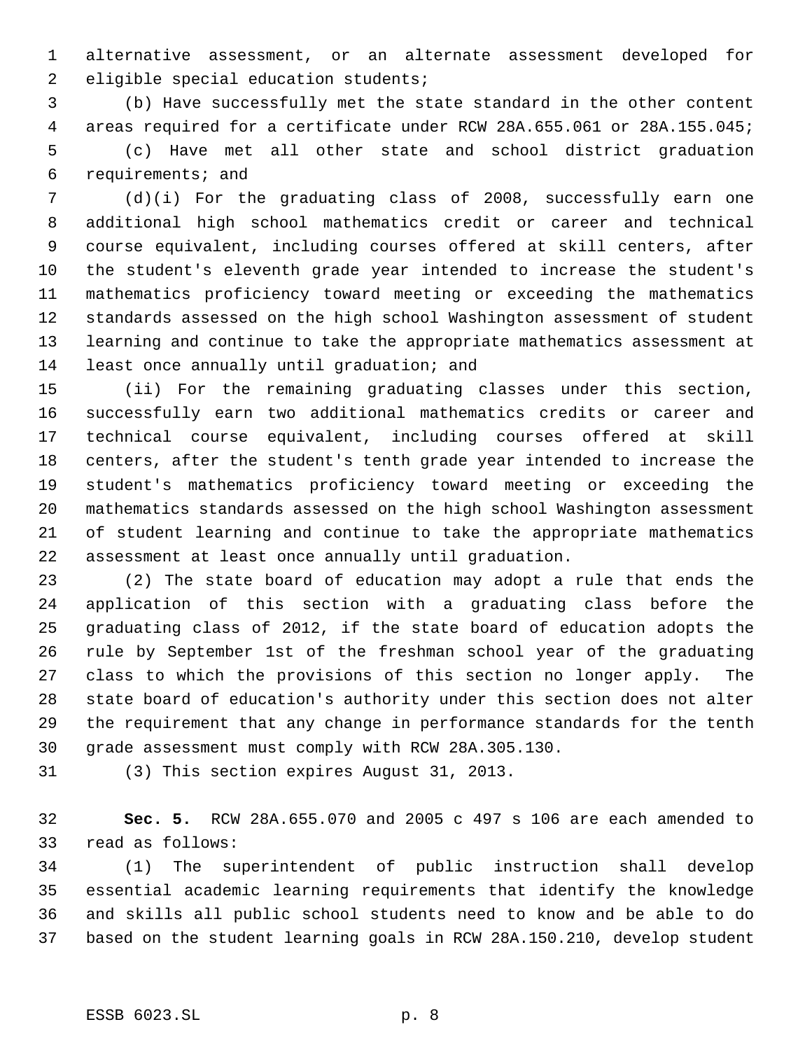alternative assessment, or an alternate assessment developed for eligible special education students;

(b) Have successfully met the state standard in the other content areas required for a certificate under RCW 28A.655.061 or 28A.155.045;

(c) Have met all other state and school district graduation requirements; and

(d)(i) For the graduating class of 2008, successfully earn one additional high school mathematics credit or career and technical course equivalent, including courses offered at skill centers, after the student's eleventh grade year intended to increase the student's mathematics proficiency toward meeting or exceeding the mathematics standards assessed on the high school Washington assessment of student learning and continue to take the appropriate mathematics assessment at least once annually until graduation; and

(ii) For the remaining graduating classes under this section, successfully earn two additional mathematics credits or career and technical course equivalent, including courses offered at skill centers, after the student's tenth grade year intended to increase the student's mathematics proficiency toward meeting or exceeding the mathematics standards assessed on the high school Washington assessment of student learning and continue to take the appropriate mathematics assessment at least once annually until graduation.

(2) The state board of education may adopt a rule that ends the application of this section with a graduating class before the graduating class of 2012, if the state board of education adopts the rule by September 1st of the freshman school year of the graduating class to which the provisions of this section no longer apply. The state board of education's authority under this section does not alter the requirement that any change in performance standards for the tenth grade assessment must comply with RCW 28A.305.130.

(3) This section expires August 31, 2013.

**Sec. 5.** RCW 28A.655.070 and 2005 c 497 s 106 are each amended to read as follows:

(1) The superintendent of public instruction shall develop essential academic learning requirements that identify the knowledge and skills all public school students need to know and be able to do based on the student learning goals in RCW 28A.150.210, develop student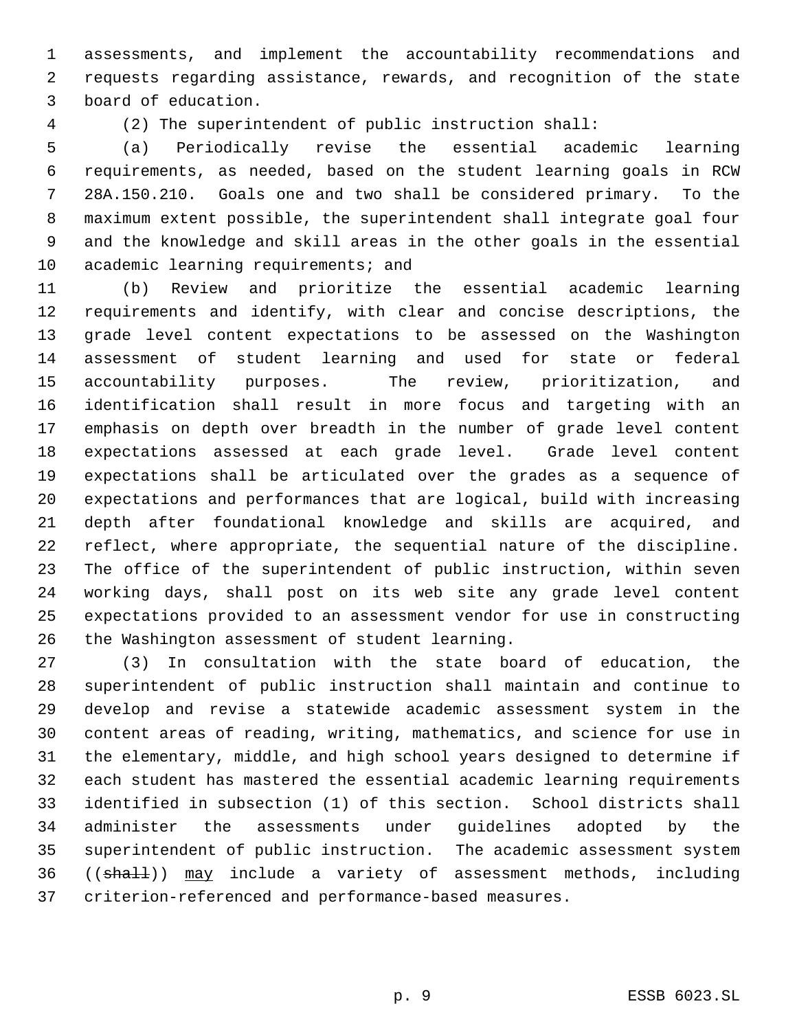assessments, and implement the accountability recommendations and requests regarding assistance, rewards, and recognition of the state board of education.

(2) The superintendent of public instruction shall:

(a) Periodically revise the essential academic learning requirements, as needed, based on the student learning goals in RCW 28A.150.210. Goals one and two shall be considered primary. To the maximum extent possible, the superintendent shall integrate goal four and the knowledge and skill areas in the other goals in the essential academic learning requirements; and

(b) Review and prioritize the essential academic learning requirements and identify, with clear and concise descriptions, the grade level content expectations to be assessed on the Washington assessment of student learning and used for state or federal accountability purposes. The review, prioritization, and identification shall result in more focus and targeting with an emphasis on depth over breadth in the number of grade level content expectations assessed at each grade level. Grade level content expectations shall be articulated over the grades as a sequence of expectations and performances that are logical, build with increasing depth after foundational knowledge and skills are acquired, and reflect, where appropriate, the sequential nature of the discipline. The office of the superintendent of public instruction, within seven working days, shall post on its web site any grade level content expectations provided to an assessment vendor for use in constructing the Washington assessment of student learning.

(3) In consultation with the state board of education, the superintendent of public instruction shall maintain and continue to develop and revise a statewide academic assessment system in the content areas of reading, writing, mathematics, and science for use in the elementary, middle, and high school years designed to determine if each student has mastered the essential academic learning requirements identified in subsection (1) of this section. School districts shall administer the assessments under guidelines adopted by the superintendent of public instruction. The academic assessment system ((~~shall~~)) <u>may</u> include a variety of assessment methods, including criterion-referenced and performance-based measures.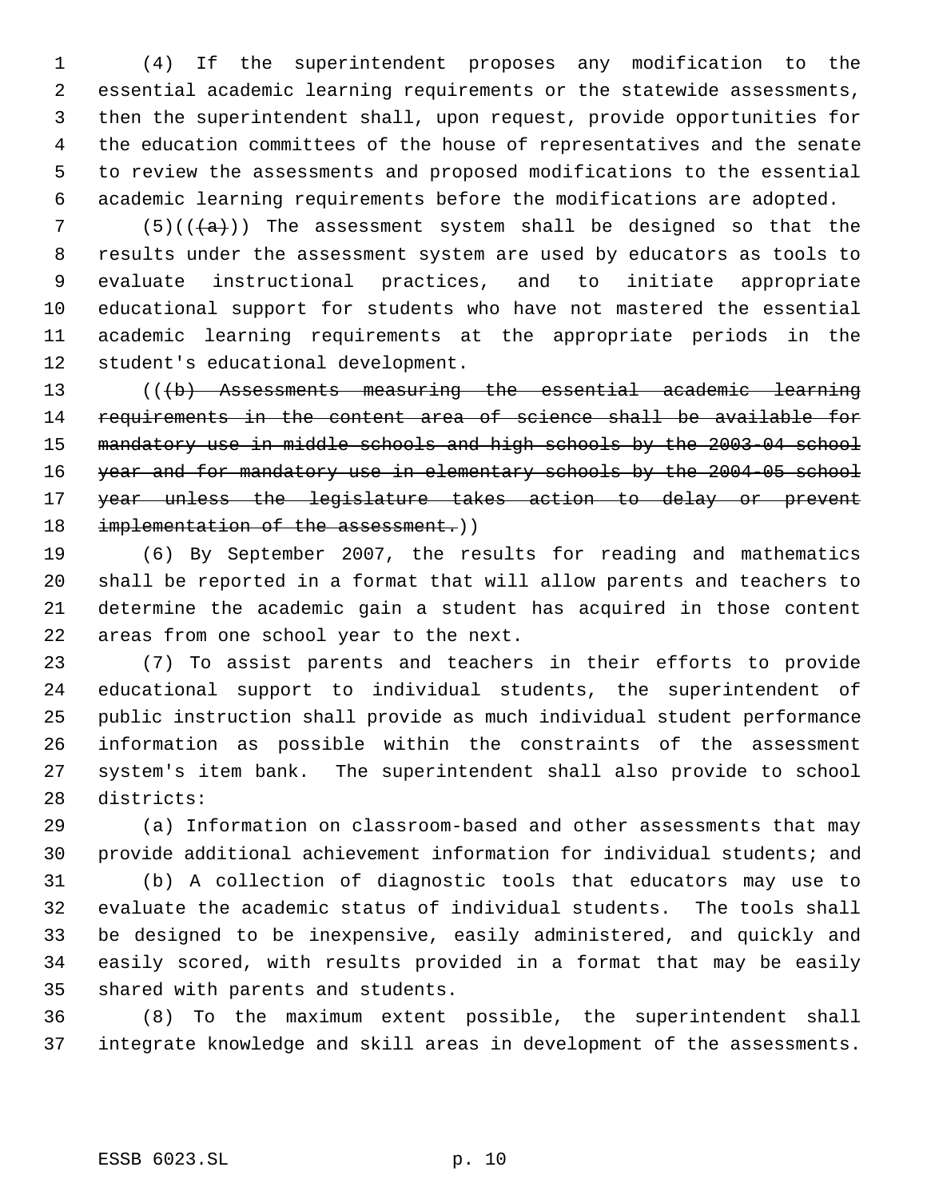(4) If the superintendent proposes any modification to the essential academic learning requirements or the statewide assessments, then the superintendent shall, upon request, provide opportunities for the education committees of the house of representatives and the senate to review the assessments and proposed modifications to the essential academic learning requirements before the modifications are adopted.

(5)~~((a))~~ The assessment system shall be designed so that the results under the assessment system are used by educators as tools to evaluate instructional practices, and to initiate appropriate educational support for students who have not mastered the essential academic learning requirements at the appropriate periods in the student's educational development.

((~~(b) Assessments measuring the essential academic learning requirements in the content area of science shall be available for mandatory use in middle schools and high schools by the 2003-04 school year and for mandatory use in elementary schools by the 2004-05 school year unless the legislature takes action to delay or prevent implementation of the assessment.~~))

(6) By September 2007, the results for reading and mathematics shall be reported in a format that will allow parents and teachers to determine the academic gain a student has acquired in those content areas from one school year to the next.

(7) To assist parents and teachers in their efforts to provide educational support to individual students, the superintendent of public instruction shall provide as much individual student performance information as possible within the constraints of the assessment system's item bank. The superintendent shall also provide to school districts:

(a) Information on classroom-based and other assessments that may provide additional achievement information for individual students; and

(b) A collection of diagnostic tools that educators may use to evaluate the academic status of individual students. The tools shall be designed to be inexpensive, easily administered, and quickly and easily scored, with results provided in a format that may be easily shared with parents and students.

(8) To the maximum extent possible, the superintendent shall integrate knowledge and skill areas in development of the assessments.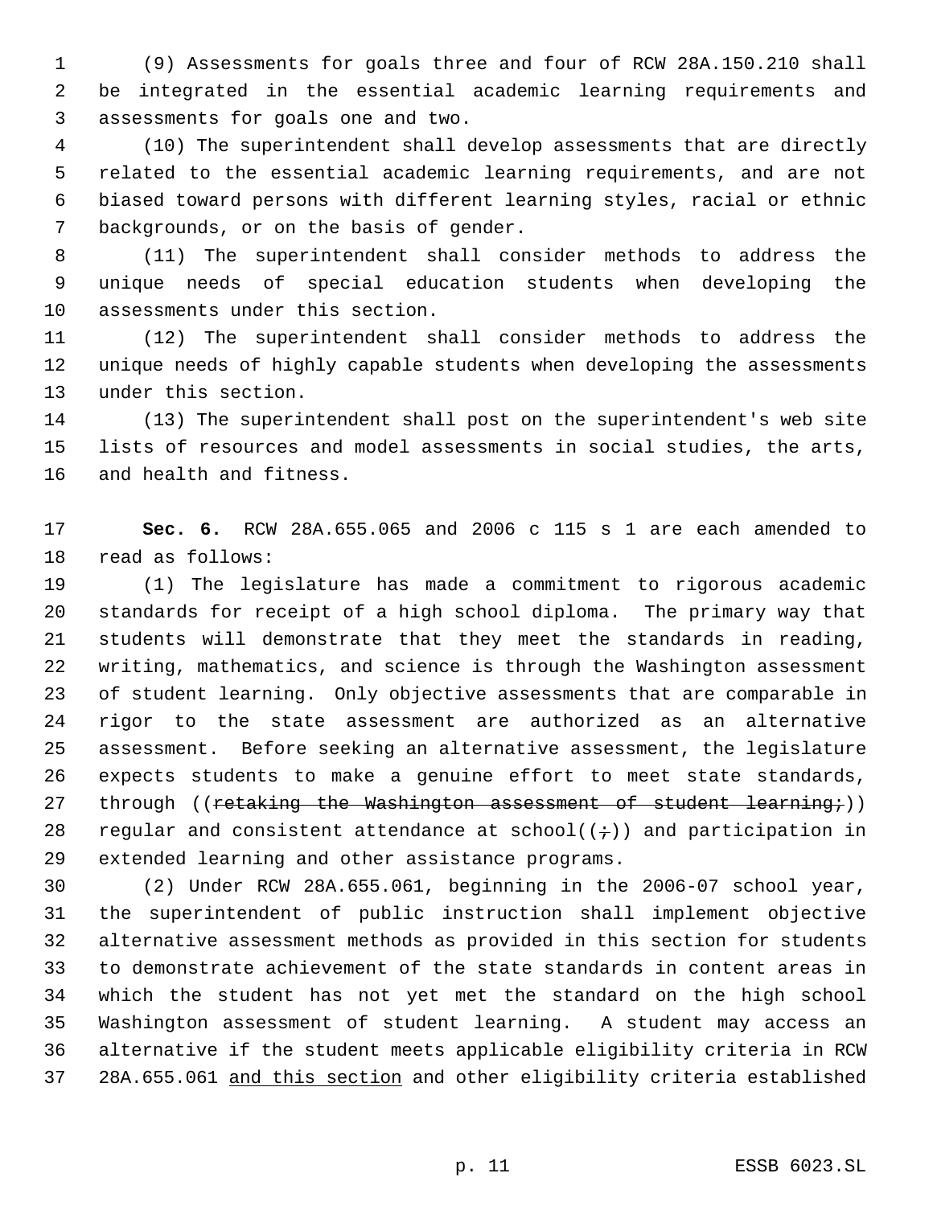(9) Assessments for goals three and four of RCW 28A.150.210 shall be integrated in the essential academic learning requirements and assessments for goals one and two.

(10) The superintendent shall develop assessments that are directly related to the essential academic learning requirements, and are not biased toward persons with different learning styles, racial or ethnic backgrounds, or on the basis of gender.

(11) The superintendent shall consider methods to address the unique needs of special education students when developing the assessments under this section.

(12) The superintendent shall consider methods to address the unique needs of highly capable students when developing the assessments under this section.

(13) The superintendent shall post on the superintendent's web site lists of resources and model assessments in social studies, the arts, and health and fitness.

**Sec. 6.** RCW 28A.655.065 and 2006 c 115 s 1 are each amended to read as follows:

(1) The legislature has made a commitment to rigorous academic standards for receipt of a high school diploma. The primary way that students will demonstrate that they meet the standards in reading, writing, mathematics, and science is through the Washington assessment of student learning. Only objective assessments that are comparable in rigor to the state assessment are authorized as an alternative assessment. Before seeking an alternative assessment, the legislature expects students to make a genuine effort to meet state standards, through ((~~retaking the Washington assessment of student learning;~~)) regular and consistent attendance at school((~~;~~)) and participation in extended learning and other assistance programs.

(2) Under RCW 28A.655.061, beginning in the 2006-07 school year, the superintendent of public instruction shall implement objective alternative assessment methods as provided in this section for students to demonstrate achievement of the state standards in content areas in which the student has not yet met the standard on the high school Washington assessment of student learning. A student may access an alternative if the student meets applicable eligibility criteria in RCW 28A.655.061 <u>and this section</u> and other eligibility criteria established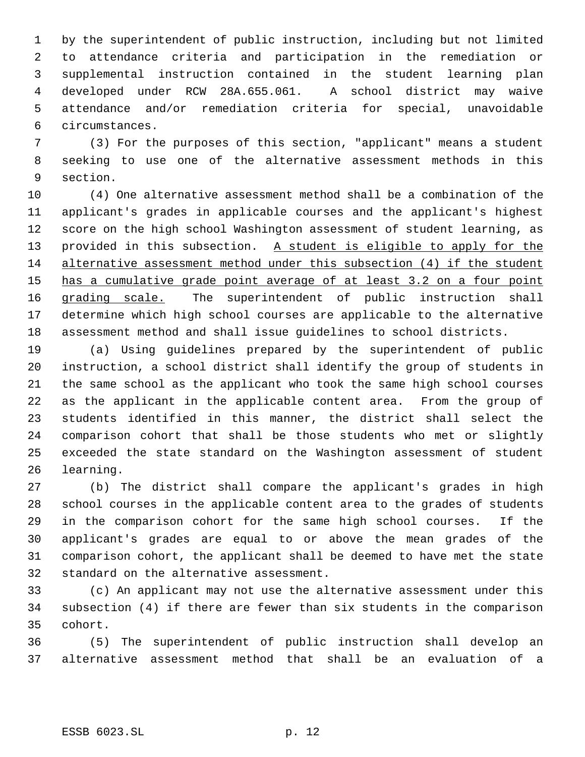by the superintendent of public instruction, including but not limited to attendance criteria and participation in the remediation or supplemental instruction contained in the student learning plan developed under RCW 28A.655.061. A school district may waive attendance and/or remediation criteria for special, unavoidable circumstances.

(3) For the purposes of this section, "applicant" means a student seeking to use one of the alternative assessment methods in this section.

(4) One alternative assessment method shall be a combination of the applicant's grades in applicable courses and the applicant's highest score on the high school Washington assessment of student learning, as provided in this subsection. <u>A student is eligible to apply for the alternative assessment method under this subsection (4) if the student has a cumulative grade point average of at least 3.2 on a four point grading scale.</u> The superintendent of public instruction shall determine which high school courses are applicable to the alternative assessment method and shall issue guidelines to school districts.

(a) Using guidelines prepared by the superintendent of public instruction, a school district shall identify the group of students in the same school as the applicant who took the same high school courses as the applicant in the applicable content area. From the group of students identified in this manner, the district shall select the comparison cohort that shall be those students who met or slightly exceeded the state standard on the Washington assessment of student learning.

(b) The district shall compare the applicant's grades in high school courses in the applicable content area to the grades of students in the comparison cohort for the same high school courses. If the applicant's grades are equal to or above the mean grades of the comparison cohort, the applicant shall be deemed to have met the state standard on the alternative assessment.

(c) An applicant may not use the alternative assessment under this subsection (4) if there are fewer than six students in the comparison cohort.

(5) The superintendent of public instruction shall develop an alternative assessment method that shall be an evaluation of a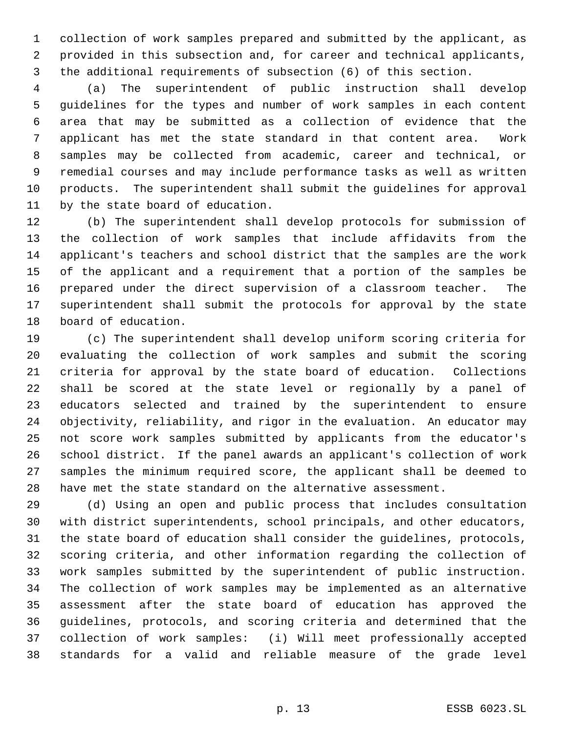collection of work samples prepared and submitted by the applicant, as provided in this subsection and, for career and technical applicants, the additional requirements of subsection (6) of this section.

(a) The superintendent of public instruction shall develop guidelines for the types and number of work samples in each content area that may be submitted as a collection of evidence that the applicant has met the state standard in that content area. Work samples may be collected from academic, career and technical, or remedial courses and may include performance tasks as well as written products. The superintendent shall submit the guidelines for approval by the state board of education.

(b) The superintendent shall develop protocols for submission of the collection of work samples that include affidavits from the applicant's teachers and school district that the samples are the work of the applicant and a requirement that a portion of the samples be prepared under the direct supervision of a classroom teacher. The superintendent shall submit the protocols for approval by the state board of education.

(c) The superintendent shall develop uniform scoring criteria for evaluating the collection of work samples and submit the scoring criteria for approval by the state board of education. Collections shall be scored at the state level or regionally by a panel of educators selected and trained by the superintendent to ensure objectivity, reliability, and rigor in the evaluation. An educator may not score work samples submitted by applicants from the educator's school district. If the panel awards an applicant's collection of work samples the minimum required score, the applicant shall be deemed to have met the state standard on the alternative assessment.

(d) Using an open and public process that includes consultation with district superintendents, school principals, and other educators, the state board of education shall consider the guidelines, protocols, scoring criteria, and other information regarding the collection of work samples submitted by the superintendent of public instruction. The collection of work samples may be implemented as an alternative assessment after the state board of education has approved the guidelines, protocols, and scoring criteria and determined that the collection of work samples: (i) Will meet professionally accepted standards for a valid and reliable measure of the grade level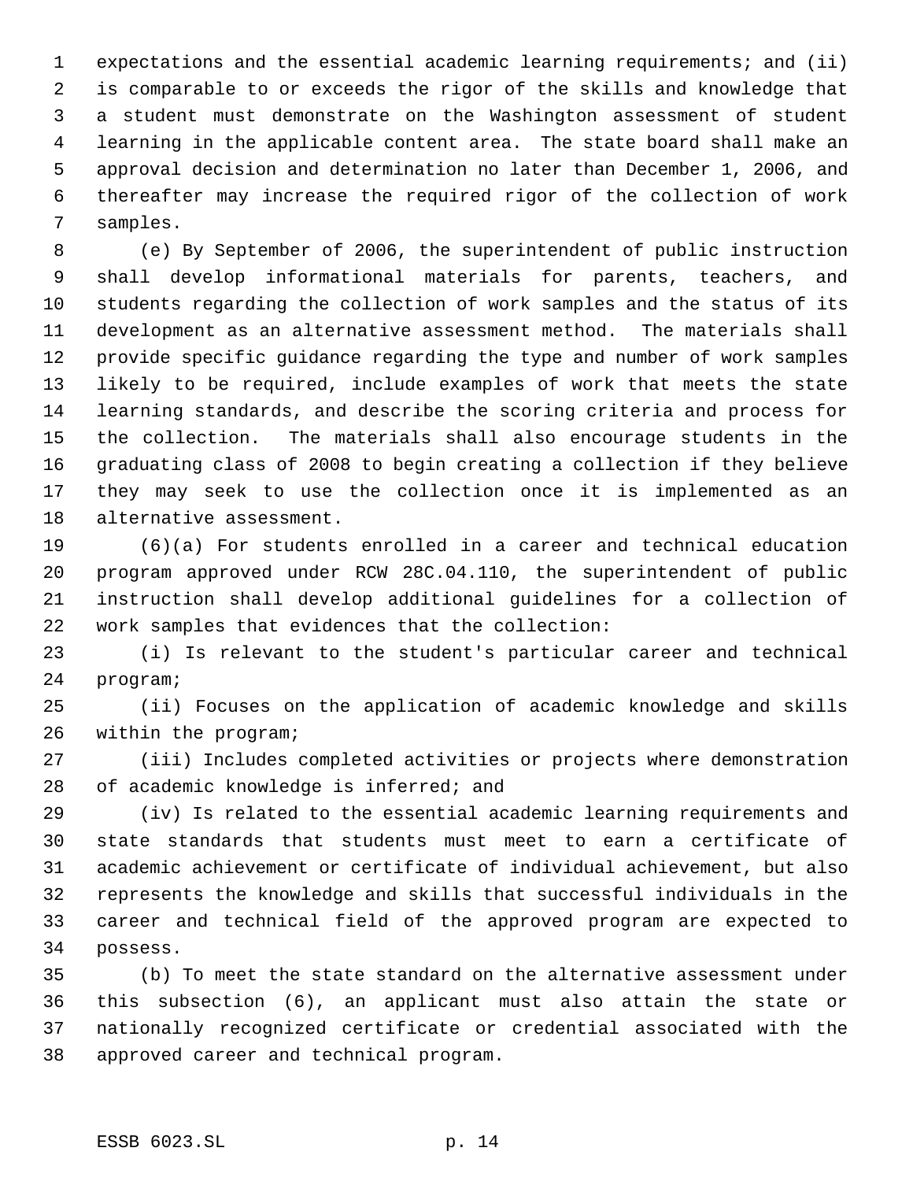expectations and the essential academic learning requirements; and (ii) is comparable to or exceeds the rigor of the skills and knowledge that a student must demonstrate on the Washington assessment of student learning in the applicable content area. The state board shall make an approval decision and determination no later than December 1, 2006, and thereafter may increase the required rigor of the collection of work samples.

(e) By September of 2006, the superintendent of public instruction shall develop informational materials for parents, teachers, and students regarding the collection of work samples and the status of its development as an alternative assessment method. The materials shall provide specific guidance regarding the type and number of work samples likely to be required, include examples of work that meets the state learning standards, and describe the scoring criteria and process for the collection. The materials shall also encourage students in the graduating class of 2008 to begin creating a collection if they believe they may seek to use the collection once it is implemented as an alternative assessment.

(6)(a) For students enrolled in a career and technical education program approved under RCW 28C.04.110, the superintendent of public instruction shall develop additional guidelines for a collection of work samples that evidences that the collection:

(i) Is relevant to the student's particular career and technical program;

(ii) Focuses on the application of academic knowledge and skills within the program;

(iii) Includes completed activities or projects where demonstration of academic knowledge is inferred; and

(iv) Is related to the essential academic learning requirements and state standards that students must meet to earn a certificate of academic achievement or certificate of individual achievement, but also represents the knowledge and skills that successful individuals in the career and technical field of the approved program are expected to possess.

(b) To meet the state standard on the alternative assessment under this subsection (6), an applicant must also attain the state or nationally recognized certificate or credential associated with the approved career and technical program.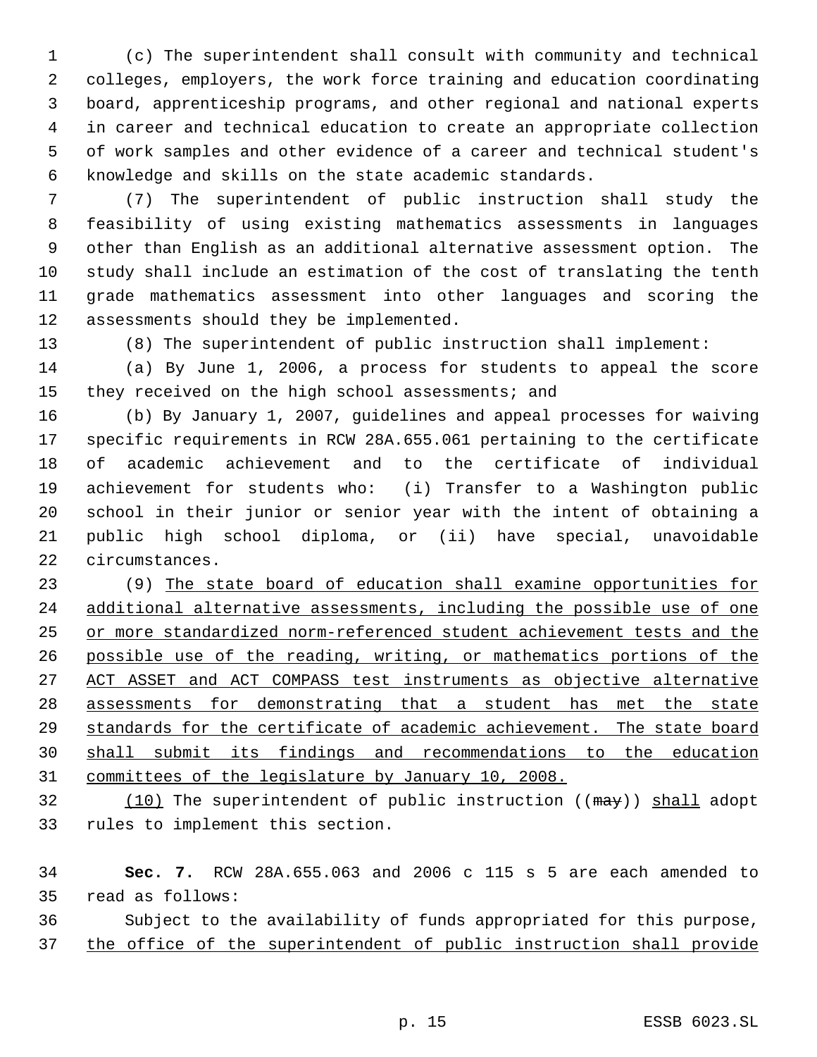(c) The superintendent shall consult with community and technical colleges, employers, the work force training and education coordinating board, apprenticeship programs, and other regional and national experts in career and technical education to create an appropriate collection of work samples and other evidence of a career and technical student's knowledge and skills on the state academic standards.

(7) The superintendent of public instruction shall study the feasibility of using existing mathematics assessments in languages other than English as an additional alternative assessment option. The study shall include an estimation of the cost of translating the tenth grade mathematics assessment into other languages and scoring the assessments should they be implemented.

(8) The superintendent of public instruction shall implement:

(a) By June 1, 2006, a process for students to appeal the score they received on the high school assessments; and

(b) By January 1, 2007, guidelines and appeal processes for waiving specific requirements in RCW 28A.655.061 pertaining to the certificate of academic achievement and to the certificate of individual achievement for students who: (i) Transfer to a Washington public school in their junior or senior year with the intent of obtaining a public high school diploma, or (ii) have special, unavoidable circumstances.

(9) <u>The state board of education shall examine opportunities for additional alternative assessments, including the possible use of one or more standardized norm-referenced student achievement tests and the possible use of the reading, writing, or mathematics portions of the ACT ASSET and ACT COMPASS test instruments as objective alternative assessments for demonstrating that a student has met the state standards for the certificate of academic achievement. The state board shall submit its findings and recommendations to the education committees of the legislature by January 10, 2008.</u>

<u>(10)</u> The superintendent of public instruction ((~~may~~)) <u>shall</u> adopt rules to implement this section.

**Sec. 7.** RCW 28A.655.063 and 2006 c 115 s 5 are each amended to read as follows:

Subject to the availability of funds appropriated for this purpose, <u>the office of the superintendent of public instruction shall provide</u>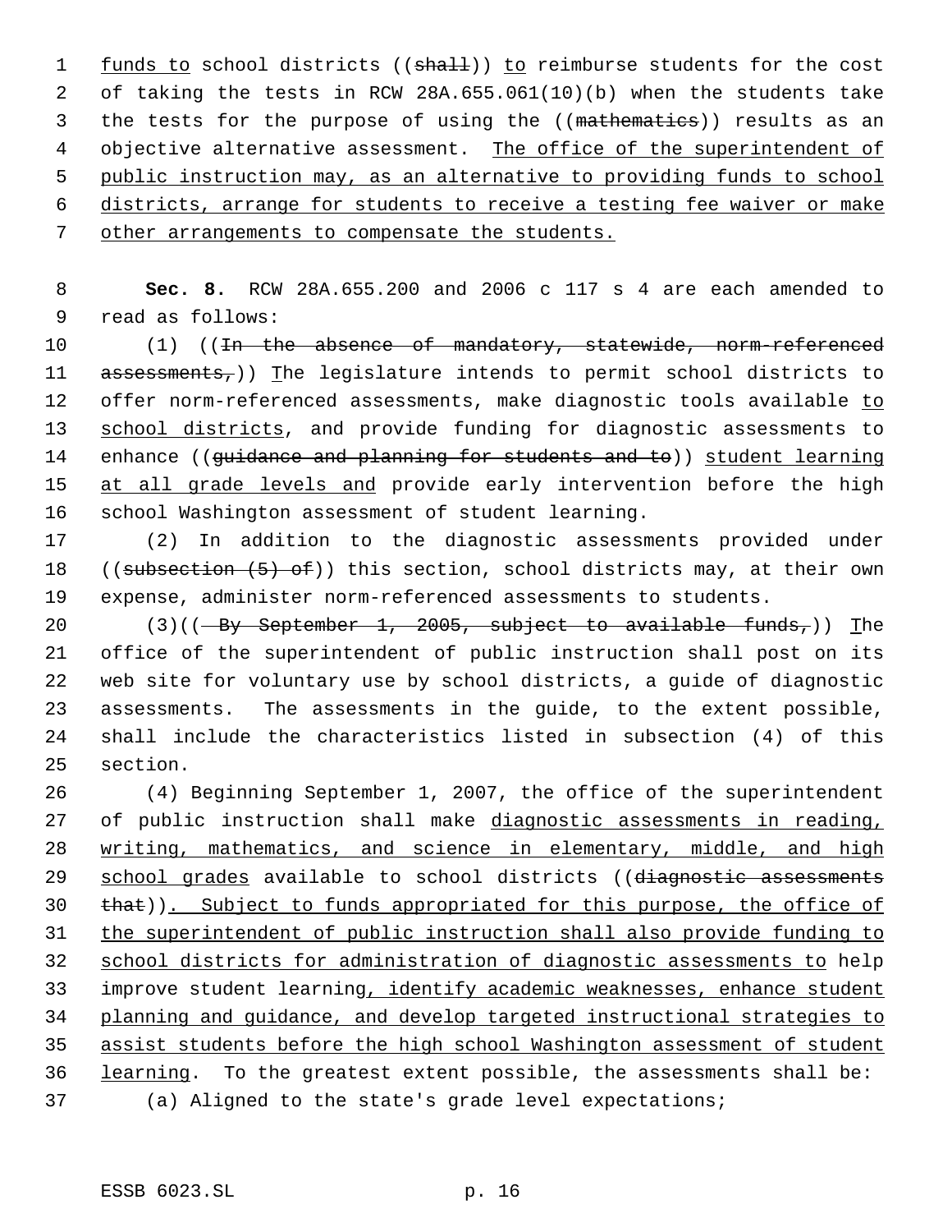funds to school districts ((shall)) to reimburse students for the cost of taking the tests in RCW 28A.655.061(10)(b) when the students take the tests for the purpose of using the ((mathematics)) results as an objective alternative assessment. The office of the superintendent of public instruction may, as an alternative to providing funds to school districts, arrange for students to receive a testing fee waiver or make other arrangements to compensate the students.

**Sec. 8.** RCW 28A.655.200 and 2006 c 117 s 4 are each amended to read as follows:

(1) ((In the absence of mandatory, statewide, norm-referenced assessments,)) The legislature intends to permit school districts to offer norm-referenced assessments, make diagnostic tools available to school districts, and provide funding for diagnostic assessments to enhance ((guidance and planning for students and to)) student learning at all grade levels and provide early intervention before the high school Washington assessment of student learning.

(2) In addition to the diagnostic assessments provided under ((subsection (5) of)) this section, school districts may, at their own expense, administer norm-referenced assessments to students.

(3)((~~By September 1, 2005, subject to available funds,~~)) The office of the superintendent of public instruction shall post on its web site for voluntary use by school districts, a guide of diagnostic assessments. The assessments in the guide, to the extent possible, shall include the characteristics listed in subsection (4) of this section.

(4) Beginning September 1, 2007, the office of the superintendent of public instruction shall make diagnostic assessments in reading, writing, mathematics, and science in elementary, middle, and high school grades available to school districts ((diagnostic assessments that)). Subject to funds appropriated for this purpose, the office of the superintendent of public instruction shall also provide funding to school districts for administration of diagnostic assessments to help improve student learning, identify academic weaknesses, enhance student planning and guidance, and develop targeted instructional strategies to assist students before the high school Washington assessment of student learning. To the greatest extent possible, the assessments shall be:

(a) Aligned to the state's grade level expectations;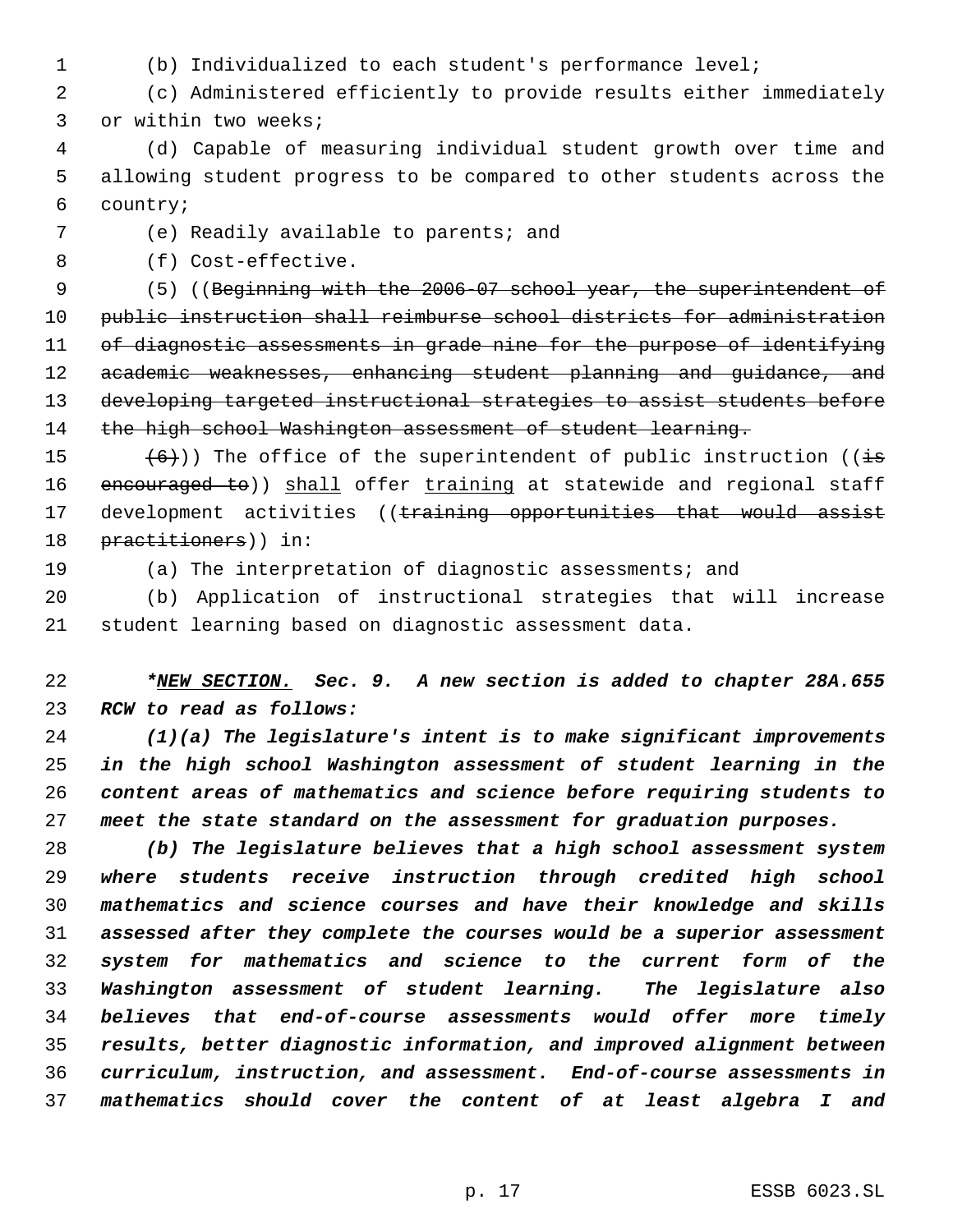(b) Individualized to each student's performance level;

(c) Administered efficiently to provide results either immediately or within two weeks;

(d) Capable of measuring individual student growth over time and allowing student progress to be compared to other students across the country;

(e) Readily available to parents; and

(f) Cost-effective.

(5) ((~~Beginning with the 2006-07 school year, the superintendent of public instruction shall reimburse school districts for administration of diagnostic assessments in grade nine for the purpose of identifying academic weaknesses, enhancing student planning and guidance, and developing targeted instructional strategies to assist students before the high school Washington assessment of student learning.~~

~~(6)~~)) The office of the superintendent of public instruction ((~~is encouraged to~~)) <u>shall</u> offer <u>training</u> at statewide and regional staff development activities ((~~training opportunities that would assist practitioners~~)) in:

(a) The interpretation of diagnostic assessments; and

(b) Application of instructional strategies that will increase student learning based on diagnostic assessment data.

***<u>NEW SECTION.</u> Sec. 9. A new section is added to chapter 28A.655 RCW to read as follows:***

***(1)(a) The legislature's intent is to make significant improvements in the high school Washington assessment of student learning in the content areas of mathematics and science before requiring students to meet the state standard on the assessment for graduation purposes.***

***(b) The legislature believes that a high school assessment system where students receive instruction through credited high school mathematics and science courses and have their knowledge and skills assessed after they complete the courses would be a superior assessment system for mathematics and science to the current form of the Washington assessment of student learning. The legislature also believes that end-of-course assessments would offer more timely results, better diagnostic information, and improved alignment between curriculum, instruction, and assessment. End-of-course assessments in mathematics should cover the content of at least algebra I and***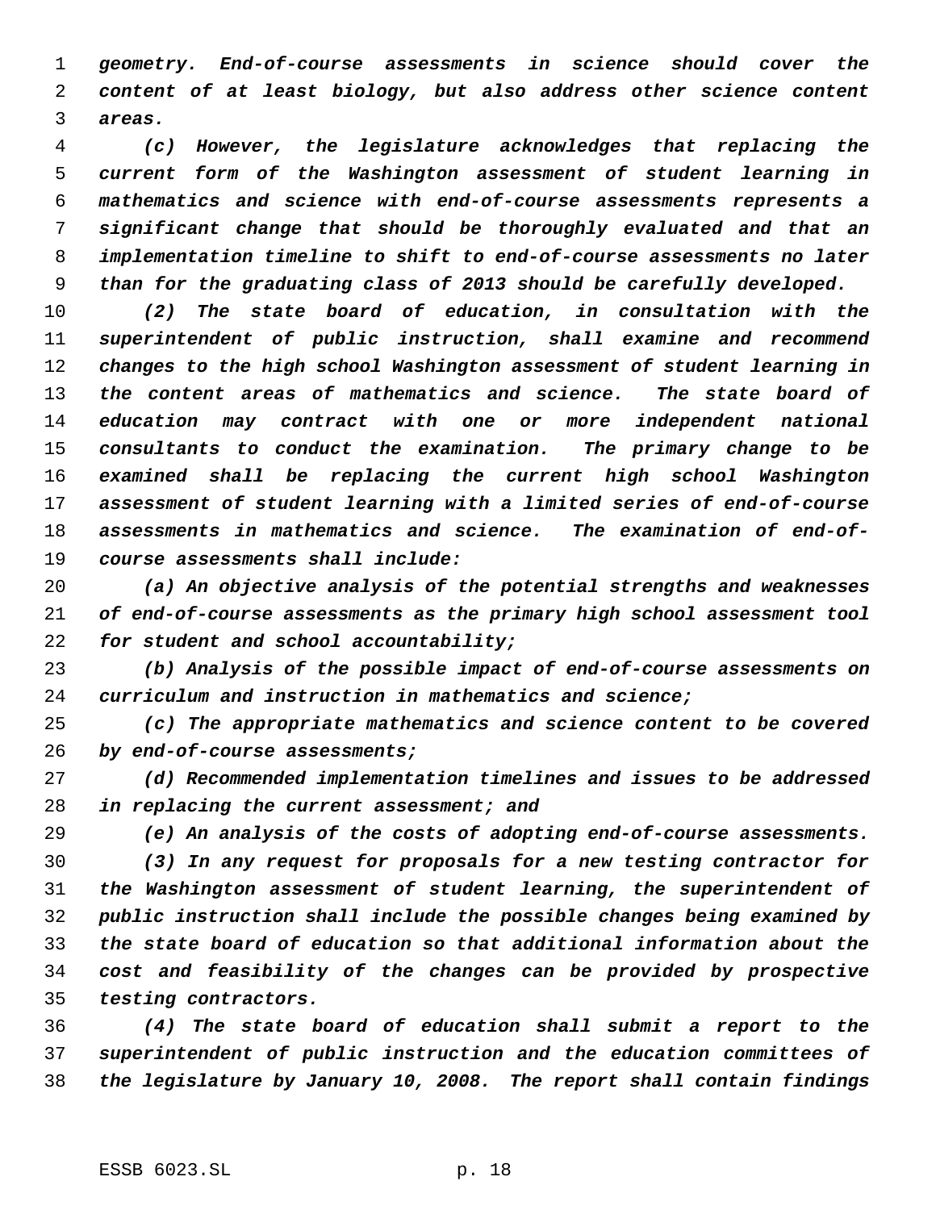*geometry. End-of-course assessments in science should cover the content of at least biology, but also address other science content areas.*

*(c) However, the legislature acknowledges that replacing the current form of the Washington assessment of student learning in mathematics and science with end-of-course assessments represents a significant change that should be thoroughly evaluated and that an implementation timeline to shift to end-of-course assessments no later than for the graduating class of 2013 should be carefully developed.*

*(2) The state board of education, in consultation with the superintendent of public instruction, shall examine and recommend changes to the high school Washington assessment of student learning in the content areas of mathematics and science. The state board of education may contract with one or more independent national consultants to conduct the examination. The primary change to be examined shall be replacing the current high school Washington assessment of student learning with a limited series of end-of-course assessments in mathematics and science. The examination of end-of-course assessments shall include:*

*(a) An objective analysis of the potential strengths and weaknesses of end-of-course assessments as the primary high school assessment tool for student and school accountability;*

*(b) Analysis of the possible impact of end-of-course assessments on curriculum and instruction in mathematics and science;*

*(c) The appropriate mathematics and science content to be covered by end-of-course assessments;*

*(d) Recommended implementation timelines and issues to be addressed in replacing the current assessment; and*

*(e) An analysis of the costs of adopting end-of-course assessments.*

*(3) In any request for proposals for a new testing contractor for the Washington assessment of student learning, the superintendent of public instruction shall include the possible changes being examined by the state board of education so that additional information about the cost and feasibility of the changes can be provided by prospective testing contractors.*

*(4) The state board of education shall submit a report to the superintendent of public instruction and the education committees of the legislature by January 10, 2008. The report shall contain findings*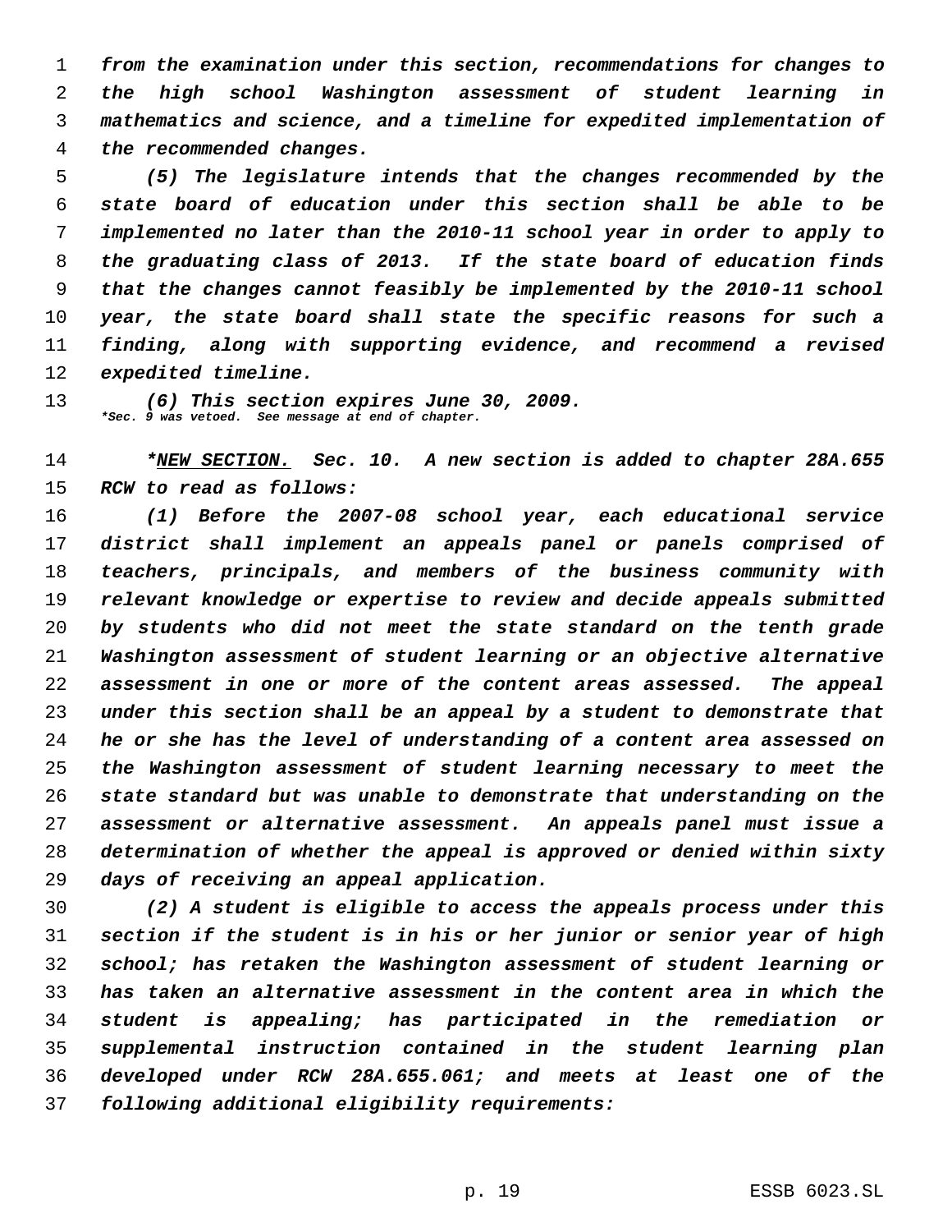*from the examination under this section, recommendations for changes to the high school Washington assessment of student learning in mathematics and science, and a timeline for expedited implementation of the recommended changes.*

*(5) The legislature intends that the changes recommended by the state board of education under this section shall be able to be implemented no later than the 2010-11 school year in order to apply to the graduating class of 2013. If the state board of education finds that the changes cannot feasibly be implemented by the 2010-11 school year, the state board shall state the specific reasons for such a finding, along with supporting evidence, and recommend a revised expedited timeline.*

*(6) This section expires June 30, 2009.*
***Sec. 9 was vetoed. See message at end of chapter.***

***NEW SECTION.** Sec. 10. A new section is added to chapter 28A.655 RCW to read as follows:*

*(1) Before the 2007-08 school year, each educational service district shall implement an appeals panel or panels comprised of teachers, principals, and members of the business community with relevant knowledge or expertise to review and decide appeals submitted by students who did not meet the state standard on the tenth grade Washington assessment of student learning or an objective alternative assessment in one or more of the content areas assessed. The appeal under this section shall be an appeal by a student to demonstrate that he or she has the level of understanding of a content area assessed on the Washington assessment of student learning necessary to meet the state standard but was unable to demonstrate that understanding on the assessment or alternative assessment. An appeals panel must issue a determination of whether the appeal is approved or denied within sixty days of receiving an appeal application.*

*(2) A student is eligible to access the appeals process under this section if the student is in his or her junior or senior year of high school; has retaken the Washington assessment of student learning or has taken an alternative assessment in the content area in which the student is appealing; has participated in the remediation or supplemental instruction contained in the student learning plan developed under RCW 28A.655.061; and meets at least one of the following additional eligibility requirements:*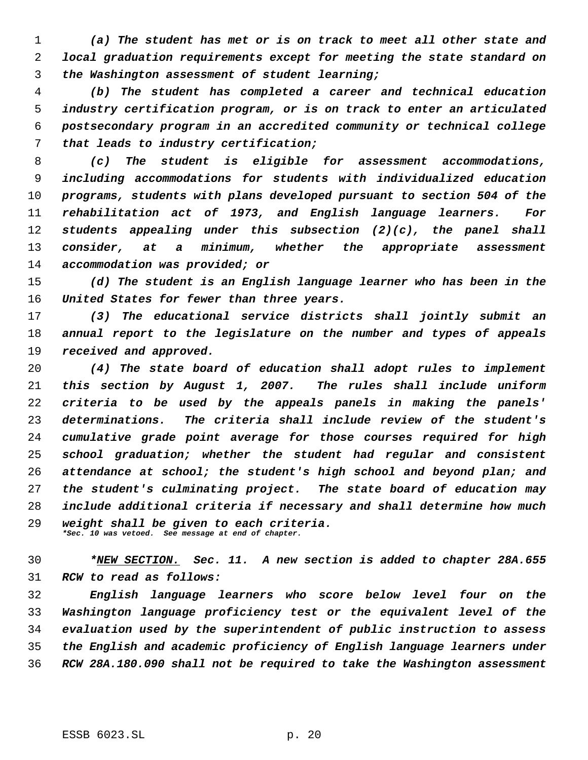*(a) The student has met or is on track to meet all other state and local graduation requirements except for meeting the state standard on the Washington assessment of student learning;*

*(b) The student has completed a career and technical education industry certification program, or is on track to enter an articulated postsecondary program in an accredited community or technical college that leads to industry certification;*

*(c) The student is eligible for assessment accommodations, including accommodations for students with individualized education programs, students with plans developed pursuant to section 504 of the rehabilitation act of 1973, and English language learners. For students appealing under this subsection (2)(c), the panel shall consider, at a minimum, whether the appropriate assessment accommodation was provided; or*

*(d) The student is an English language learner who has been in the United States for fewer than three years.*

*(3) The educational service districts shall jointly submit an annual report to the legislature on the number and types of appeals received and approved.*

*(4) The state board of education shall adopt rules to implement this section by August 1, 2007. The rules shall include uniform criteria to be used by the appeals panels in making the panels' determinations. The criteria shall include review of the student's cumulative grade point average for those courses required for high school graduation; whether the student had regular and consistent attendance at school; the student's high school and beyond plan; and the student's culminating project. The state board of education may include additional criteria if necessary and shall determine how much weight shall be given to each criteria.*
*\*Sec. 10 was vetoed. See message at end of chapter.*

*\*NEW SECTION. Sec. 11. A new section is added to chapter 28A.655 RCW to read as follows:*

*English language learners who score below level four on the Washington language proficiency test or the equivalent level of the evaluation used by the superintendent of public instruction to assess the English and academic proficiency of English language learners under RCW 28A.180.090 shall not be required to take the Washington assessment*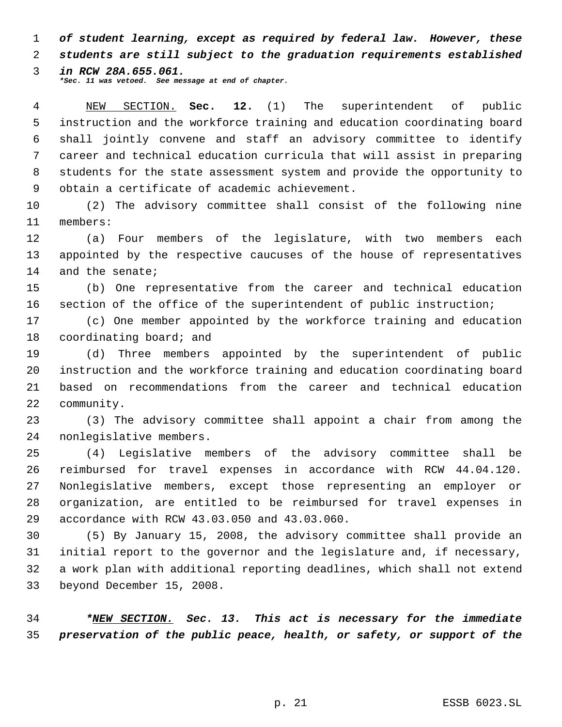***of student learning, except as required by federal law. However, these students are still subject to the graduation requirements established in RCW 28A.655.061.***

****Sec. 11 was vetoed. See message at end of chapter.***

NEW SECTION. **Sec. 12.** (1) The superintendent of public instruction and the workforce training and education coordinating board shall jointly convene and staff an advisory committee to identify career and technical education curricula that will assist in preparing students for the state assessment system and provide the opportunity to obtain a certificate of academic achievement.

(2) The advisory committee shall consist of the following nine members:

(a) Four members of the legislature, with two members each appointed by the respective caucuses of the house of representatives and the senate;

(b) One representative from the career and technical education section of the office of the superintendent of public instruction;

(c) One member appointed by the workforce training and education coordinating board; and

(d) Three members appointed by the superintendent of public instruction and the workforce training and education coordinating board based on recommendations from the career and technical education community.

(3) The advisory committee shall appoint a chair from among the nonlegislative members.

(4) Legislative members of the advisory committee shall be reimbursed for travel expenses in accordance with RCW 44.04.120. Nonlegislative members, except those representing an employer or organization, are entitled to be reimbursed for travel expenses in accordance with RCW 43.03.050 and 43.03.060.

(5) By January 15, 2008, the advisory committee shall provide an initial report to the governor and the legislature and, if necessary, a work plan with additional reporting deadlines, which shall not extend beyond December 15, 2008.

****NEW SECTION. Sec. 13. This act is necessary for the immediate preservation of the public peace, health, or safety, or support of the***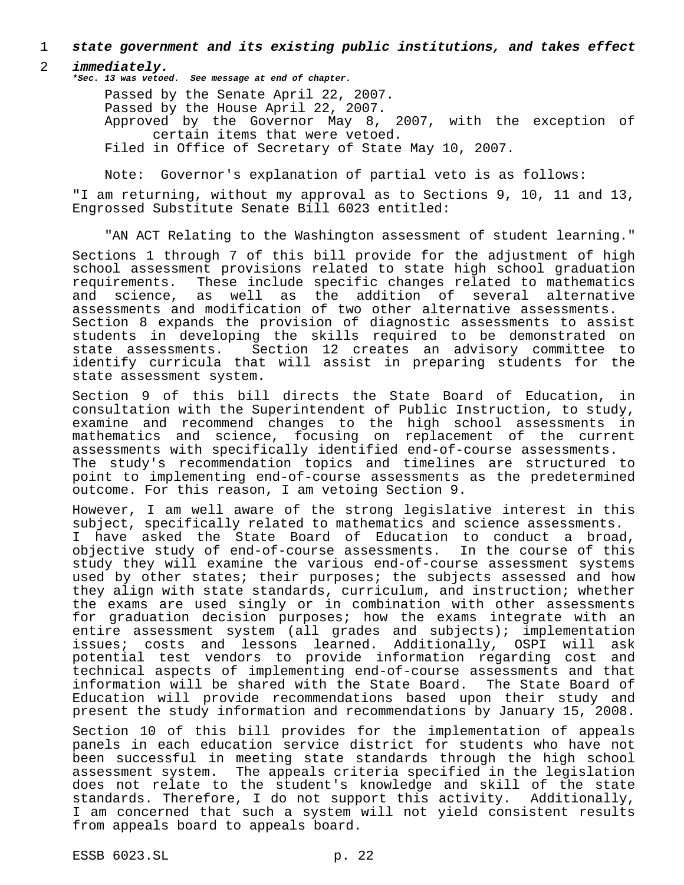***state government and its existing public institutions, and takes effect immediately.***

****Sec. 13 was vetoed. See message at end of chapter.***

Passed by the Senate April 22, 2007.
Passed by the House April 22, 2007.
Approved by the Governor May 8, 2007, with the exception of certain items that were vetoed.
Filed in Office of Secretary of State May 10, 2007.

Note: Governor's explanation of partial veto is as follows:

"I am returning, without my approval as to Sections 9, 10, 11 and 13, Engrossed Substitute Senate Bill 6023 entitled:

"AN ACT Relating to the Washington assessment of student learning."

Sections 1 through 7 of this bill provide for the adjustment of high school assessment provisions related to state high school graduation requirements. These include specific changes related to mathematics and science, as well as the addition of several alternative assessments and modification of two other alternative assessments. Section 8 expands the provision of diagnostic assessments to assist students in developing the skills required to be demonstrated on state assessments. Section 12 creates an advisory committee to identify curricula that will assist in preparing students for the state assessment system.

Section 9 of this bill directs the State Board of Education, in consultation with the Superintendent of Public Instruction, to study, examine and recommend changes to the high school assessments in mathematics and science, focusing on replacement of the current assessments with specifically identified end-of-course assessments. The study's recommendation topics and timelines are structured to point to implementing end-of-course assessments as the predetermined outcome. For this reason, I am vetoing Section 9.

However, I am well aware of the strong legislative interest in this subject, specifically related to mathematics and science assessments. I have asked the State Board of Education to conduct a broad, objective study of end-of-course assessments. In the course of this study they will examine the various end-of-course assessment systems used by other states; their purposes; the subjects assessed and how they align with state standards, curriculum, and instruction; whether the exams are used singly or in combination with other assessments for graduation decision purposes; how the exams integrate with an entire assessment system (all grades and subjects); implementation issues; costs and lessons learned. Additionally, OSPI will ask potential test vendors to provide information regarding cost and technical aspects of implementing end-of-course assessments and that information will be shared with the State Board. The State Board of Education will provide recommendations based upon their study and present the study information and recommendations by January 15, 2008.

Section 10 of this bill provides for the implementation of appeals panels in each education service district for students who have not been successful in meeting state standards through the high school assessment system. The appeals criteria specified in the legislation does not relate to the student's knowledge and skill of the state standards. Therefore, I do not support this activity. Additionally, I am concerned that such a system will not yield consistent results from appeals board to appeals board.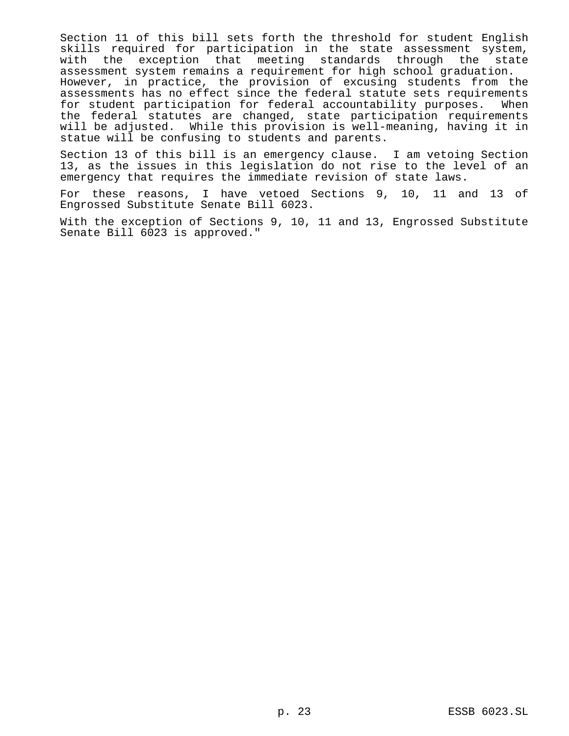Section 11 of this bill sets forth the threshold for student English skills required for participation in the state assessment system, with the exception that meeting standards through the state assessment system remains a requirement for high school graduation. However, in practice, the provision of excusing students from the assessments has no effect since the federal statute sets requirements for student participation for federal accountability purposes. When the federal statutes are changed, state participation requirements will be adjusted. While this provision is well-meaning, having it in statue will be confusing to students and parents.

Section 13 of this bill is an emergency clause. I am vetoing Section 13, as the issues in this legislation do not rise to the level of an emergency that requires the immediate revision of state laws.

For these reasons, I have vetoed Sections 9, 10, 11 and 13 of Engrossed Substitute Senate Bill 6023.

With the exception of Sections 9, 10, 11 and 13, Engrossed Substitute Senate Bill 6023 is approved."